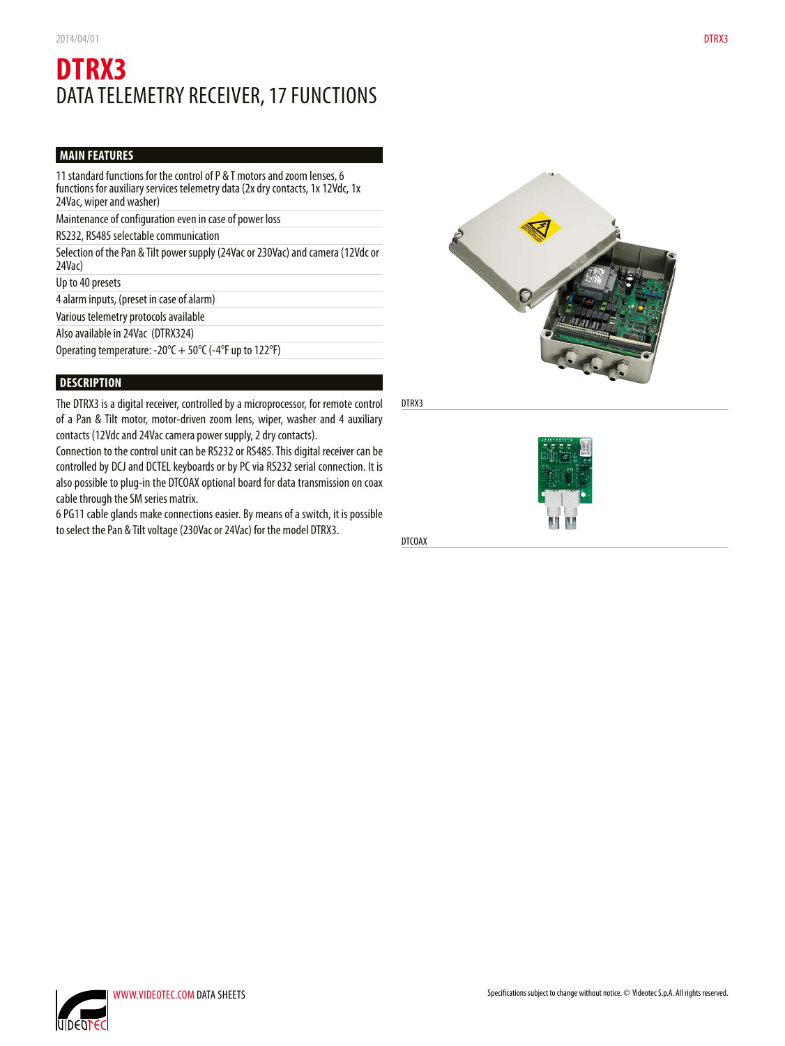# DTRX3

DATA TELEMETRY RECEIVER, 17 FUNCTIONS

## MAIN FEATURES

- 11 standard functions for the control of P & T motors and zoom lenses, 6 functions for auxiliary services telemetry data (2x dry contacts, 1x 12Vdc, 1x 24Vac, wiper and washer)
- Maintenance of configuration even in case of power loss
- RS232, RS485 selectable communication
- Selection of the Pan & Tilt power supply (24Vac or 230Vac) and camera (12Vdc or 24Vac)
- Up to 40 presets
- 4 alarm inputs, (preset in case of alarm)
- Various telemetry protocols available
- Also available in 24Vac (DTRX324)
- Operating temperature: -20°C + 50°C (-4°F up to 122°F)

## DESCRIPTION

The DTRX3 is a digital receiver, controlled by a microprocessor, for remote control of a Pan & Tilt motor, motor-driven zoom lens, wiper, washer and 4 auxiliary contacts (12Vdc and 24Vac camera power supply, 2 dry contacts).

Connection to the control unit can be RS232 or RS485. This digital receiver can be controlled by DCJ and DCTEL keyboards or by PC via RS232 serial connection. It is also possible to plug-in the DTCOAX optional board for data transmission on coax cable through the SM series matrix.

6 PG11 cable glands make connections easier. By means of a switch, it is possible to select the Pan & Tilt voltage (230Vac or 24Vac) for the model DTRX3.

DTRX3

DTCOAX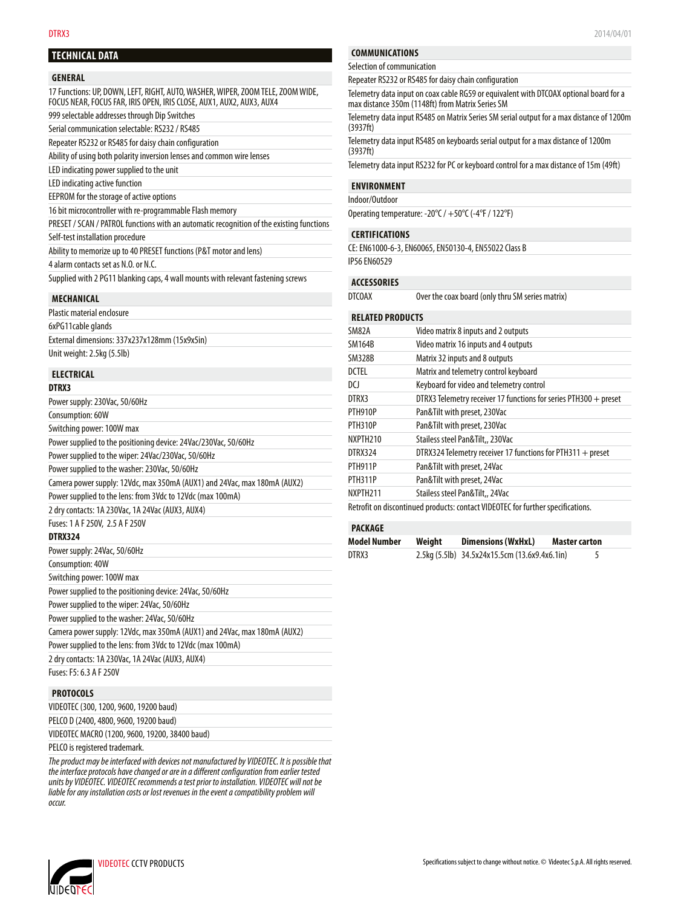## TECHNICAL DATA

### GENERAL

17 Functions: UP, DOWN, LEFT, RIGHT, AUTO, WASHER, WIPER, ZOOM TELE, ZOOM WIDE, FOCUS NEAR, FOCUS FAR, IRIS OPEN, IRIS CLOSE, AUX1, AUX2, AUX3, AUX4

999 selectable addresses through Dip Switches

Serial communication selectable: RS232 / RS485

Repeater RS232 or RS485 for daisy chain configuration

Ability of using both polarity inversion lenses and common wire lenses

LED indicating power supplied to the unit

LED indicating active function

EEPROM for the storage of active options

16 bit microcontroller with re-programmable Flash memory

PRESET / SCAN / PATROL functions with an automatic recognition of the existing functions

Self-test installation procedure

Ability to memorize up to 40 PRESET functions (P&T motor and lens)

4 alarm contacts set as N.O. or N.C.

Supplied with 2 PG11 blanking caps, 4 wall mounts with relevant fastening screws

### MECHANICAL

Plastic material enclosure

6xPG11cable glands

External dimensions: 337x237x128mm (15x9x5in)

Unit weight: 2.5kg (5.5lb)

### ELECTRICAL

**DTRX3**

Power supply: 230Vac, 50/60Hz

Consumption: 60W

Switching power: 100W max

Power supplied to the positioning device: 24Vac/230Vac, 50/60Hz

Power supplied to the wiper: 24Vac/230Vac, 50/60Hz

Power supplied to the washer: 230Vac, 50/60Hz

Camera power supply: 12Vdc, max 350mA (AUX1) and 24Vac, max 180mA (AUX2)

Power supplied to the lens: from 3Vdc to 12Vdc (max 100mA)

2 dry contacts: 1A 230Vac, 1A 24Vac (AUX3, AUX4)

Fuses: 1 A F 250V, 2.5 A F 250V

**DTRX324**

Power supply: 24Vac, 50/60Hz

Consumption: 40W

Switching power: 100W max

Power supplied to the positioning device: 24Vac, 50/60Hz

Power supplied to the wiper: 24Vac, 50/60Hz

Power supplied to the washer: 24Vac, 50/60Hz

Camera power supply: 12Vdc, max 350mA (AUX1) and 24Vac, max 180mA (AUX2)

Power supplied to the lens: from 3Vdc to 12Vdc (max 100mA)

2 dry contacts: 1A 230Vac, 1A 24Vac (AUX3, AUX4)

Fuses: F5: 6.3 A F 250V

### PROTOCOLS

VIDEOTEC (300, 1200, 9600, 19200 baud)

PELCO D (2400, 4800, 9600, 19200 baud)

VIDEOTEC MACRO (1200, 9600, 19200, 38400 baud)

PELCO is registered trademark.

*The product may be interfaced with devices not manufactured by VIDEOTEC. It is possible that the interface protocols have changed or are in a different configuration from earlier tested units by VIDEOTEC. VIDEOTEC recommends a test prior to installation. VIDEOTEC will not be liable for any installation costs or lost revenues in the event a compatibility problem will occur.*

### COMMUNICATIONS

Selection of communication

Repeater RS232 or RS485 for daisy chain configuration

Telemetry data input on coax cable RG59 or equivalent with DTCOAX optional board for a max distance 350m (1148ft) from Matrix Series SM

Telemetry data input RS485 on Matrix Series SM serial output for a max distance of 1200m (3937ft)

Telemetry data input RS485 on keyboards serial output for a max distance of 1200m (3937ft)

Telemetry data input RS232 for PC or keyboard control for a max distance of 15m (49ft)

### ENVIRONMENT

Indoor/Outdoor

Operating temperature: -20°C / +50°C (-4°F / 122°F)

### CERTIFICATIONS

CE: EN61000-6-3, EN60065, EN50130-4, EN55022 Class B

IP56 EN60529

### ACCESSORIES

| | |
|---|---|
| DTCOAX | Over the coax board (only thru SM series matrix) |

### RELATED PRODUCTS

| | |
|---|---|
| SM82A | Video matrix 8 inputs and 2 outputs |
| SM164B | Video matrix 16 inputs and 4 outputs |
| SM328B | Matrix 32 inputs and 8 outputs |
| DCTEL | Matrix and telemetry control keyboard |
| DCJ | Keyboard for video and telemetry control |
| DTRX3 | DTRX3 Telemetry receiver 17 functions for series PTH300 + preset |
| PTH910P | Pan&Tilt with preset, 230Vac |
| PTH310P | Pan&Tilt with preset, 230Vac |
| NXPTH210 | Stailess steel Pan&Tilt,, 230Vac |
| DTRX324 | DTRX324 Telemetry receiver 17 functions for PTH311 + preset |
| PTH911P | Pan&Tilt with preset, 24Vac |
| PTH311P | Pan&Tilt with preset, 24Vac |
| NXPTH211 | Stailess steel Pan&Tilt,, 24Vac |

Retrofit on discontinued products: contact VIDEOTEC for further specifications.

### PACKAGE

| Model Number | Weight | Dimensions (WxHxL) | Master carton |
|---|---|---|---|
| DTRX3 | 2.5kg (5.5lb) | 34.5x24x15.5cm (13.6x9.4x6.1in) | 5 |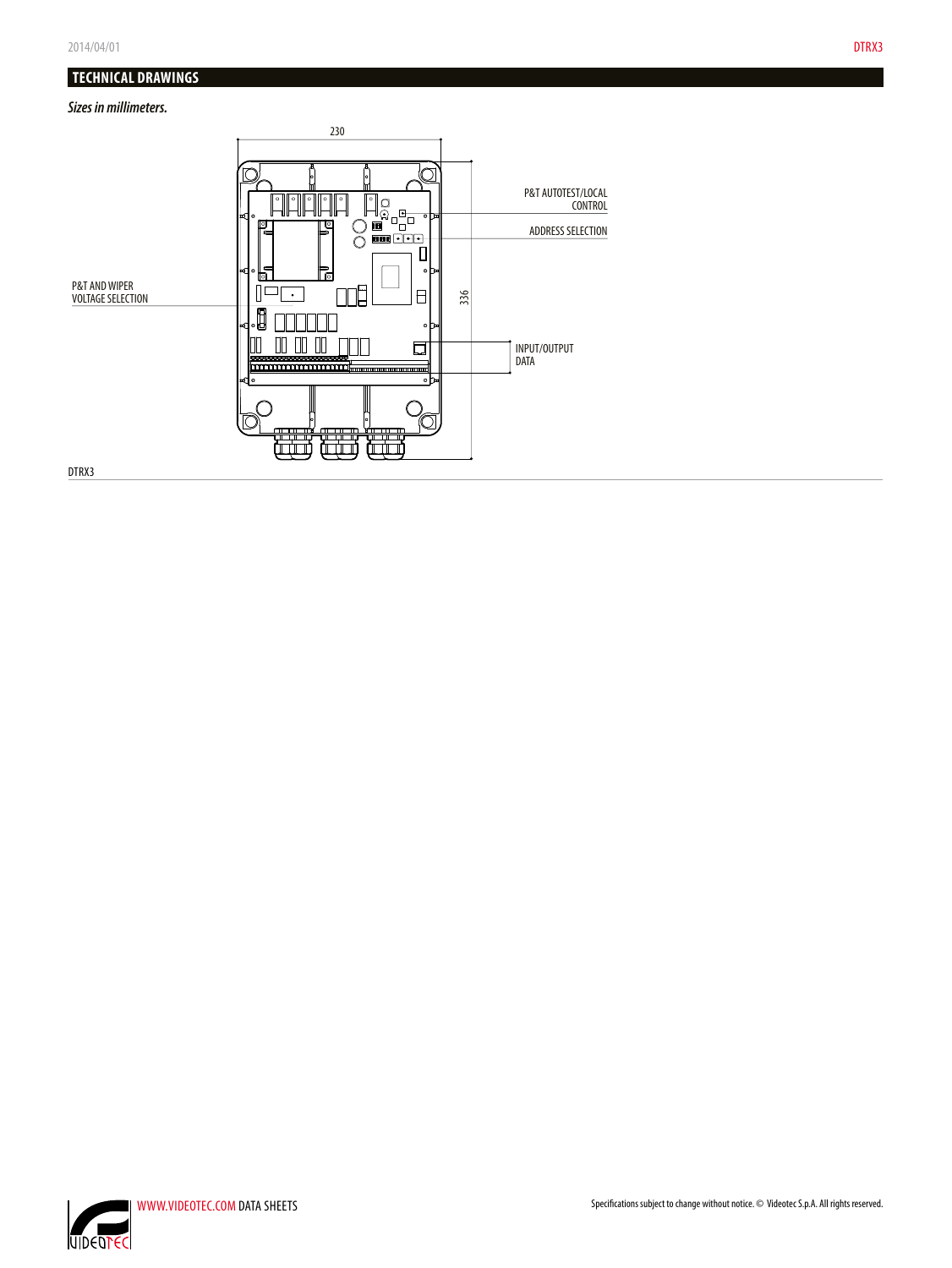## TECHNICAL DRAWINGS

*Sizes in millimeters.*

230

336

P&T AUTOTEST/LOCAL CONTROL

ADDRESS SELECTION

P&T AND WIPER VOLTAGE SELECTION

INPUT/OUTPUT DATA

DTRX3